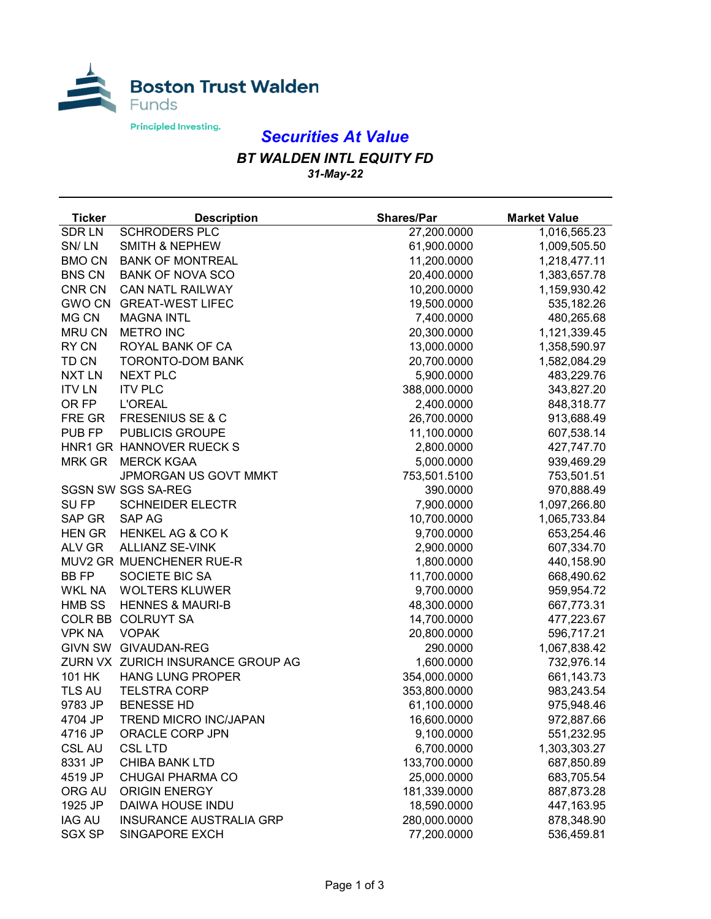Boston Trust Walden Funds

Principled Investing.

# Securities At Value

## BT WALDEN INTL EQUITY FD

*31-May-22*

| Ticker | Description | Shares/Par | Market Value |
|---|---|---|---|
| SDR LN | SCHRODERS PLC | 27,200.0000 | 1,016,565.23 |
| SN/ LN | SMITH & NEPHEW | 61,900.0000 | 1,009,505.50 |
| BMO CN | BANK OF MONTREAL | 11,200.0000 | 1,218,477.11 |
| BNS CN | BANK OF NOVA SCO | 20,400.0000 | 1,383,657.78 |
| CNR CN | CAN NATL RAILWAY | 10,200.0000 | 1,159,930.42 |
| GWO CN | GREAT-WEST LIFEC | 19,500.0000 | 535,182.26 |
| MG CN | MAGNA INTL | 7,400.0000 | 480,265.68 |
| MRU CN | METRO INC | 20,300.0000 | 1,121,339.45 |
| RY CN | ROYAL BANK OF CA | 13,000.0000 | 1,358,590.97 |
| TD CN | TORONTO-DOM BANK | 20,700.0000 | 1,582,084.29 |
| NXT LN | NEXT PLC | 5,900.0000 | 483,229.76 |
| ITV LN | ITV PLC | 388,000.0000 | 343,827.20 |
| OR FP | L'OREAL | 2,400.0000 | 848,318.77 |
| FRE GR | FRESENIUS SE & C | 26,700.0000 | 913,688.49 |
| PUB FP | PUBLICIS GROUPE | 11,100.0000 | 607,538.14 |
| HNR1 GR | HANNOVER RUECK S | 2,800.0000 | 427,747.70 |
| MRK GR | MERCK KGAA | 5,000.0000 | 939,469.29 |
| | JPMORGAN US GOVT MMKT | 753,501.5100 | 753,501.51 |
| SGSN SW | SGS SA-REG | 390.0000 | 970,888.49 |
| SU FP | SCHNEIDER ELECTR | 7,900.0000 | 1,097,266.80 |
| SAP GR | SAP AG | 10,700.0000 | 1,065,733.84 |
| HEN GR | HENKEL AG & CO K | 9,700.0000 | 653,254.46 |
| ALV GR | ALLIANZ SE-VINK | 2,900.0000 | 607,334.70 |
| MUV2 GR | MUENCHENER RUE-R | 1,800.0000 | 440,158.90 |
| BB FP | SOCIETE BIC SA | 11,700.0000 | 668,490.62 |
| WKL NA | WOLTERS KLUWER | 9,700.0000 | 959,954.72 |
| HMB SS | HENNES & MAURI-B | 48,300.0000 | 667,773.31 |
| COLR BB | COLRUYT SA | 14,700.0000 | 477,223.67 |
| VPK NA | VOPAK | 20,800.0000 | 596,717.21 |
| GIVN SW | GIVAUDAN-REG | 290.0000 | 1,067,838.42 |
| ZURN VX | ZURICH INSURANCE GROUP AG | 1,600.0000 | 732,976.14 |
| 101 HK | HANG LUNG PROPER | 354,000.0000 | 661,143.73 |
| TLS AU | TELSTRA CORP | 353,800.0000 | 983,243.54 |
| 9783 JP | BENESSE HD | 61,100.0000 | 975,948.46 |
| 4704 JP | TREND MICRO INC/JAPAN | 16,600.0000 | 972,887.66 |
| 4716 JP | ORACLE CORP JPN | 9,100.0000 | 551,232.95 |
| CSL AU | CSL LTD | 6,700.0000 | 1,303,303.27 |
| 8331 JP | CHIBA BANK LTD | 133,700.0000 | 687,850.89 |
| 4519 JP | CHUGAI PHARMA CO | 25,000.0000 | 683,705.54 |
| ORG AU | ORIGIN ENERGY | 181,339.0000 | 887,873.28 |
| 1925 JP | DAIWA HOUSE INDU | 18,590.0000 | 447,163.95 |
| IAG AU | INSURANCE AUSTRALIA GRP | 280,000.0000 | 878,348.90 |
| SGX SP | SINGAPORE EXCH | 77,200.0000 | 536,459.81 |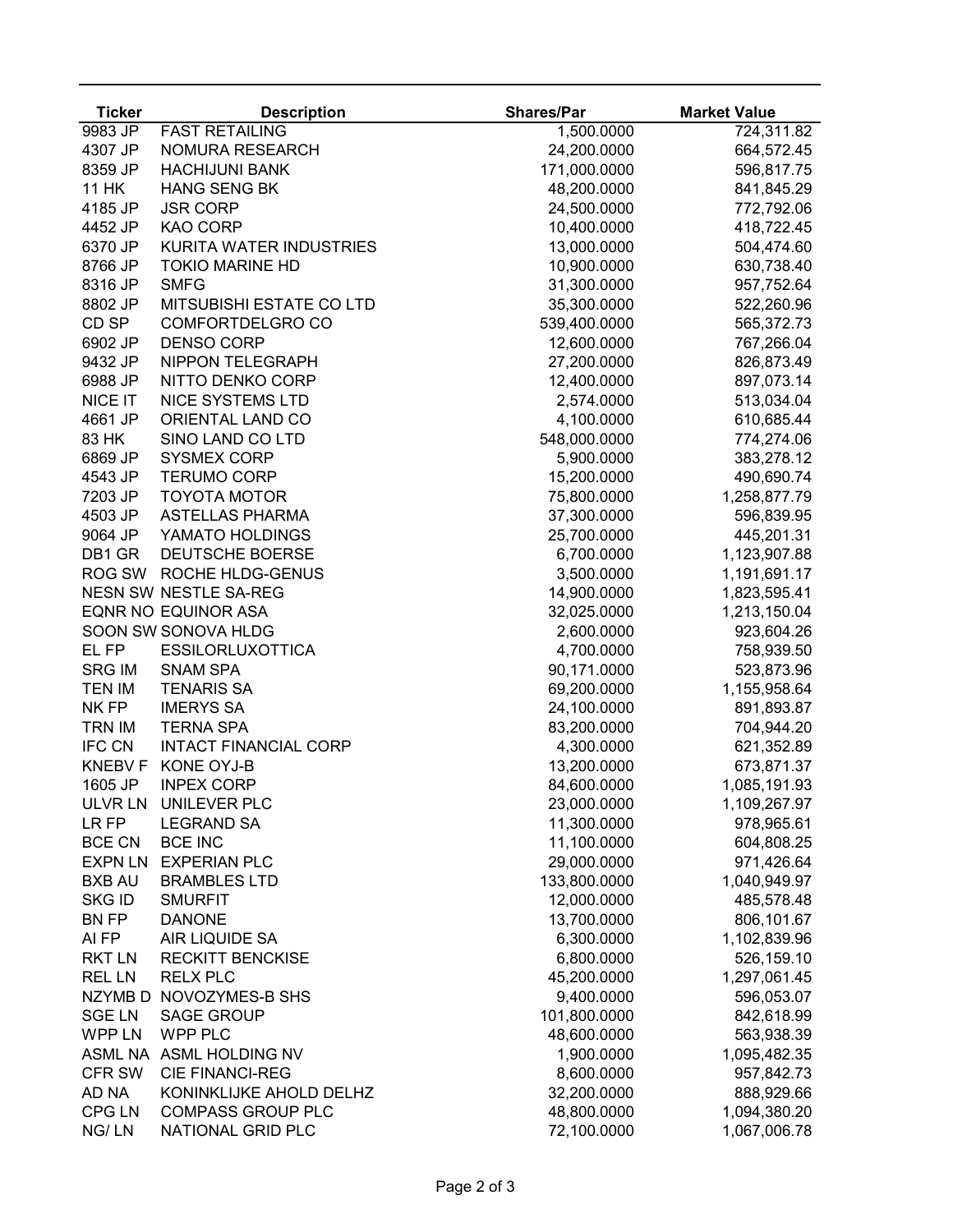| Ticker | Description | Shares/Par | Market Value |
|---|---|---|---|
| 9983 JP | FAST RETAILING | 1,500.0000 | 724,311.82 |
| 4307 JP | NOMURA RESEARCH | 24,200.0000 | 664,572.45 |
| 8359 JP | HACHIJUNI BANK | 171,000.0000 | 596,817.75 |
| 11 HK | HANG SENG BK | 48,200.0000 | 841,845.29 |
| 4185 JP | JSR CORP | 24,500.0000 | 772,792.06 |
| 4452 JP | KAO CORP | 10,400.0000 | 418,722.45 |
| 6370 JP | KURITA WATER INDUSTRIES | 13,000.0000 | 504,474.60 |
| 8766 JP | TOKIO MARINE HD | 10,900.0000 | 630,738.40 |
| 8316 JP | SMFG | 31,300.0000 | 957,752.64 |
| 8802 JP | MITSUBISHI ESTATE CO LTD | 35,300.0000 | 522,260.96 |
| CD SP | COMFORTDELGRO CO | 539,400.0000 | 565,372.73 |
| 6902 JP | DENSO CORP | 12,600.0000 | 767,266.04 |
| 9432 JP | NIPPON TELEGRAPH | 27,200.0000 | 826,873.49 |
| 6988 JP | NITTO DENKO CORP | 12,400.0000 | 897,073.14 |
| NICE IT | NICE SYSTEMS LTD | 2,574.0000 | 513,034.04 |
| 4661 JP | ORIENTAL LAND CO | 4,100.0000 | 610,685.44 |
| 83 HK | SINO LAND CO LTD | 548,000.0000 | 774,274.06 |
| 6869 JP | SYSMEX CORP | 5,900.0000 | 383,278.12 |
| 4543 JP | TERUMO CORP | 15,200.0000 | 490,690.74 |
| 7203 JP | TOYOTA MOTOR | 75,800.0000 | 1,258,877.79 |
| 4503 JP | ASTELLAS PHARMA | 37,300.0000 | 596,839.95 |
| 9064 JP | YAMATO HOLDINGS | 25,700.0000 | 445,201.31 |
| DB1 GR | DEUTSCHE BOERSE | 6,700.0000 | 1,123,907.88 |
| ROG SW | ROCHE HLDG-GENUS | 3,500.0000 | 1,191,691.17 |
| NESN SW | NESTLE SA-REG | 14,900.0000 | 1,823,595.41 |
| EQNR NO | EQUINOR ASA | 32,025.0000 | 1,213,150.04 |
| SOON SW | SONOVA HLDG | 2,600.0000 | 923,604.26 |
| EL FP | ESSILORLUXOTTICA | 4,700.0000 | 758,939.50 |
| SRG IM | SNAM SPA | 90,171.0000 | 523,873.96 |
| TEN IM | TENARIS SA | 69,200.0000 | 1,155,958.64 |
| NK FP | IMERYS SA | 24,100.0000 | 891,893.87 |
| TRN IM | TERNA SPA | 83,200.0000 | 704,944.20 |
| IFC CN | INTACT FINANCIAL CORP | 4,300.0000 | 621,352.89 |
| KNEBV F | KONE OYJ-B | 13,200.0000 | 673,871.37 |
| 1605 JP | INPEX CORP | 84,600.0000 | 1,085,191.93 |
| ULVR LN | UNILEVER PLC | 23,000.0000 | 1,109,267.97 |
| LR FP | LEGRAND SA | 11,300.0000 | 978,965.61 |
| BCE CN | BCE INC | 11,100.0000 | 604,808.25 |
| EXPN LN | EXPERIAN PLC | 29,000.0000 | 971,426.64 |
| BXB AU | BRAMBLES LTD | 133,800.0000 | 1,040,949.97 |
| SKG ID | SMURFIT | 12,000.0000 | 485,578.48 |
| BN FP | DANONE | 13,700.0000 | 806,101.67 |
| AI FP | AIR LIQUIDE SA | 6,300.0000 | 1,102,839.96 |
| RKT LN | RECKITT BENCKISE | 6,800.0000 | 526,159.10 |
| REL LN | RELX PLC | 45,200.0000 | 1,297,061.45 |
| NZYMB D | NOVOZYMES-B SHS | 9,400.0000 | 596,053.07 |
| SGE LN | SAGE GROUP | 101,800.0000 | 842,618.99 |
| WPP LN | WPP PLC | 48,600.0000 | 563,938.39 |
| ASML NA | ASML HOLDING NV | 1,900.0000 | 1,095,482.35 |
| CFR SW | CIE FINANCI-REG | 8,600.0000 | 957,842.73 |
| AD NA | KONINKLIJKE AHOLD DELHZ | 32,200.0000 | 888,929.66 |
| CPG LN | COMPASS GROUP PLC | 48,800.0000 | 1,094,380.20 |
| NG/ LN | NATIONAL GRID PLC | 72,100.0000 | 1,067,006.78 |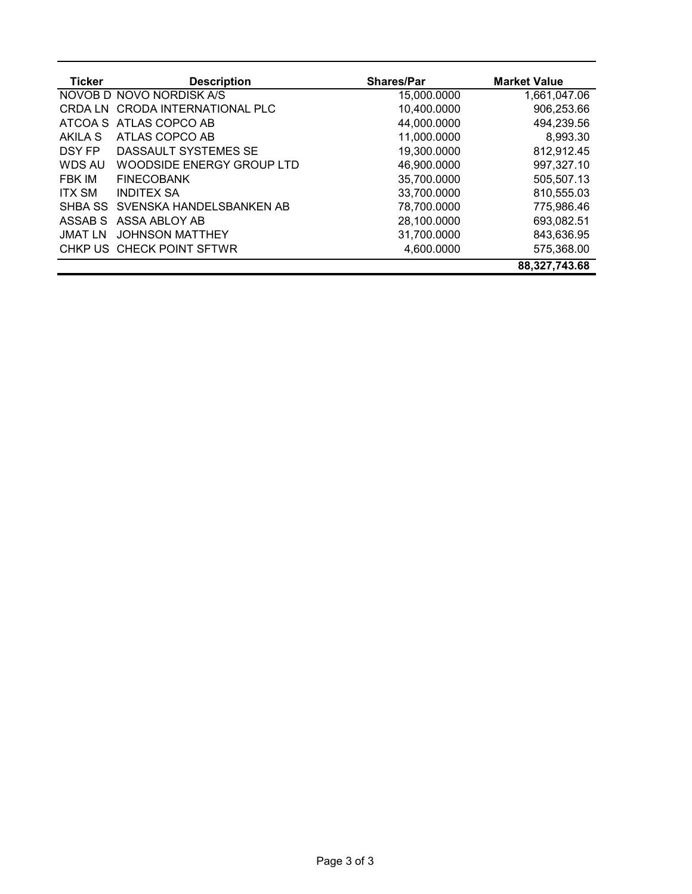| Ticker | Description | Shares/Par | Market Value |
|---|---|---|---|
| NOVOB D | NOVO NORDISK A/S | 15,000.0000 | 1,661,047.06 |
| CRDA LN | CRODA INTERNATIONAL PLC | 10,400.0000 | 906,253.66 |
| ATCOA S | ATLAS COPCO AB | 44,000.0000 | 494,239.56 |
| AKILA S | ATLAS COPCO AB | 11,000.0000 | 8,993.30 |
| DSY FP | DASSAULT SYSTEMES SE | 19,300.0000 | 812,912.45 |
| WDS AU | WOODSIDE ENERGY GROUP LTD | 46,900.0000 | 997,327.10 |
| FBK IM | FINECOBANK | 35,700.0000 | 505,507.13 |
| ITX SM | INDITEX SA | 33,700.0000 | 810,555.03 |
| SHBA SS | SVENSKA HANDELSBANKEN AB | 78,700.0000 | 775,986.46 |
| ASSAB S | ASSA ABLOY AB | 28,100.0000 | 693,082.51 |
| JMAT LN | JOHNSON MATTHEY | 31,700.0000 | 843,636.95 |
| CHKP US | CHECK POINT SFTWR | 4,600.0000 | 575,368.00 |
| | | | **88,327,743.68** |